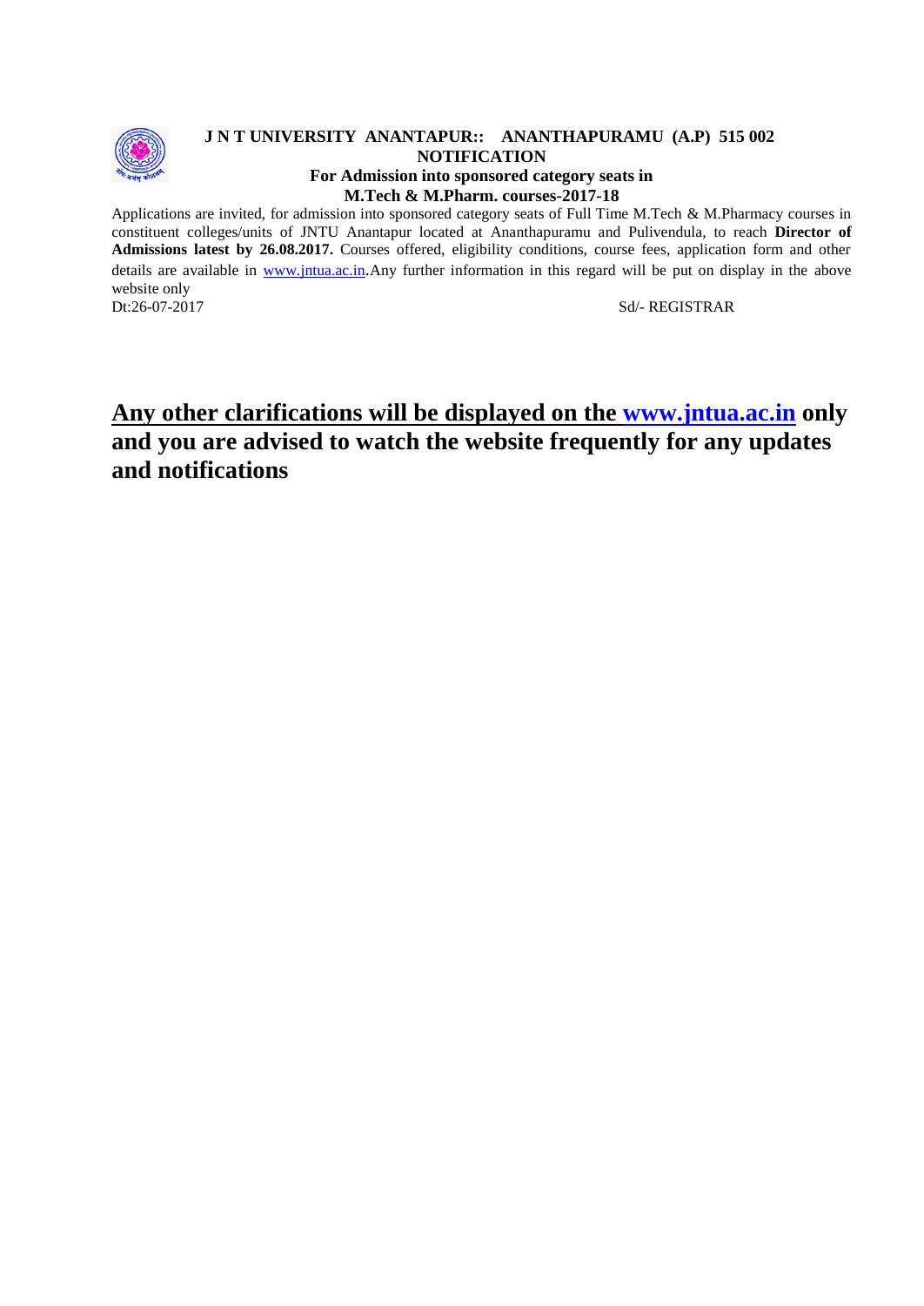**J N T UNIVERSITY ANANTAPUR:: ANANTHAPURAMU (A.P) 515 002**

**NOTIFICATION**

**For Admission into sponsored category seats in**

**M.Tech & M.Pharm. courses-2017-18**

Applications are invited, for admission into sponsored category seats of Full Time M.Tech & M.Pharmacy courses in constituent colleges/units of JNTU Anantapur located at Ananthapuramu and Pulivendula, to reach **Director of Admissions latest by 26.08.2017.** Courses offered, eligibility conditions, course fees, application form and other details are available in www.jntua.ac.in.Any further information in this regard will be put on display in the above website only

Dt:26-07-2017 Sd/- REGISTRAR

**Any other clarifications will be displayed on the www.jntua.ac.in only and you are advised to watch the website frequently for any updates and notifications**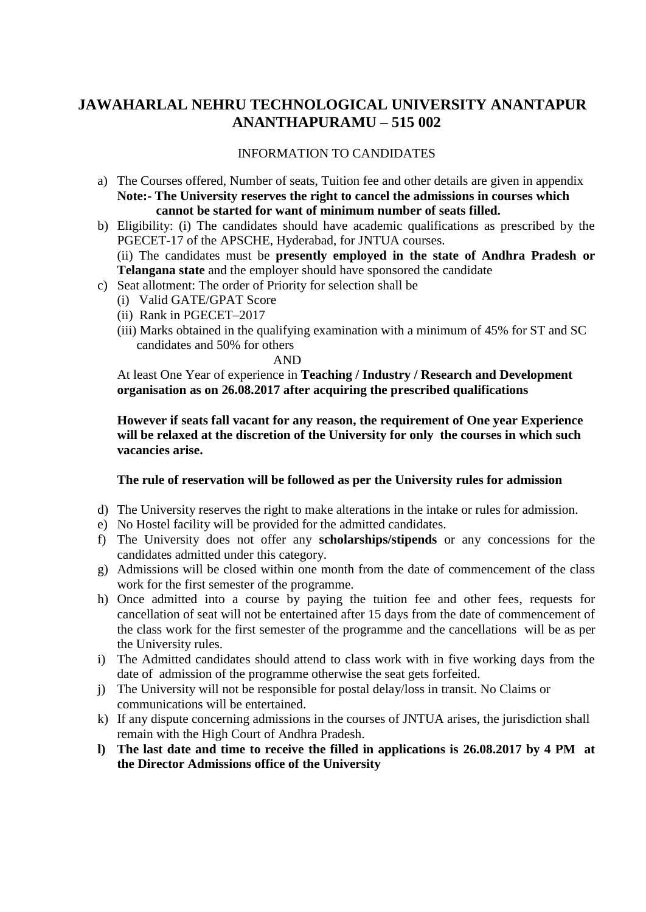# JAWAHARLAL NEHRU TECHNOLOGICAL UNIVERSITY ANANTAPUR ANANTHAPURAMU – 515 002

INFORMATION TO CANDIDATES

a) The Courses offered, Number of seats, Tuition fee and other details are given in appendix
   **Note:- The University reserves the right to cancel the admissions in courses which cannot be started for want of minimum number of seats filled.**

b) Eligibility: (i) The candidates should have academic qualifications as prescribed by the PGECET-17 of the APSCHE, Hyderabad, for JNTUA courses.
   (ii) The candidates must be **presently employed in the state of Andhra Pradesh or Telangana state** and the employer should have sponsored the candidate

c) Seat allotment: The order of Priority for selection shall be
   (i) Valid GATE/GPAT Score
   (ii) Rank in PGECET–2017
   (iii) Marks obtained in the qualifying examination with a minimum of 45% for ST and SC candidates and 50% for others

   AND

   At least One Year of experience in **Teaching / Industry / Research and Development organisation as on 26.08.2017 after acquiring the prescribed qualifications**

   **However if seats fall vacant for any reason, the requirement of One year Experience will be relaxed at the discretion of the University for only the courses in which such vacancies arise.**

   **The rule of reservation will be followed as per the University rules for admission**

d) The University reserves the right to make alterations in the intake or rules for admission.

e) No Hostel facility will be provided for the admitted candidates.

f) The University does not offer any **scholarships/stipends** or any concessions for the candidates admitted under this category.

g) Admissions will be closed within one month from the date of commencement of the class work for the first semester of the programme.

h) Once admitted into a course by paying the tuition fee and other fees, requests for cancellation of seat will not be entertained after 15 days from the date of commencement of the class work for the first semester of the programme and the cancellations will be as per the University rules.

i) The Admitted candidates should attend to class work with in five working days from the date of admission of the programme otherwise the seat gets forfeited.

j) The University will not be responsible for postal delay/loss in transit. No Claims or communications will be entertained.

k) If any dispute concerning admissions in the courses of JNTUA arises, the jurisdiction shall remain with the High Court of Andhra Pradesh.

**l) The last date and time to receive the filled in applications is 26.08.2017 by 4 PM at the Director Admissions office of the University**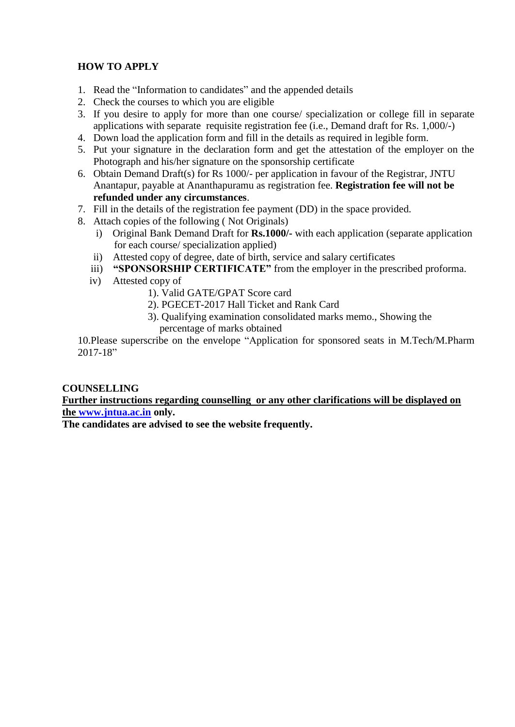## HOW TO APPLY

1. Read the "Information to candidates" and the appended details
2. Check the courses to which you are eligible
3. If you desire to apply for more than one course/ specialization or college fill in separate applications with separate requisite registration fee (i.e., Demand draft for Rs. 1,000/-)
4. Down load the application form and fill in the details as required in legible form.
5. Put your signature in the declaration form and get the attestation of the employer on the Photograph and his/her signature on the sponsorship certificate
6. Obtain Demand Draft(s) for Rs 1000/- per application in favour of the Registrar, JNTU Anantapur, payable at Ananthapuramu as registration fee. **Registration fee will not be refunded under any circumstances**.
7. Fill in the details of the registration fee payment (DD) in the space provided.
8. Attach copies of the following ( Not Originals)
   i) Original Bank Demand Draft for **Rs.1000/-** with each application (separate application for each course/ specialization applied)
   ii) Attested copy of degree, date of birth, service and salary certificates
   iii) **"SPONSORSHIP CERTIFICATE"** from the employer in the prescribed proforma.
   iv) Attested copy of
      1). Valid GATE/GPAT Score card
      2). PGECET-2017 Hall Ticket and Rank Card
      3). Qualifying examination consolidated marks memo., Showing the percentage of marks obtained

10.Please superscribe on the envelope "Application for sponsored seats in M.Tech/M.Pharm 2017-18"

## COUNSELLING

**Further instructions regarding counselling or any other clarifications will be displayed on the www.jntua.ac.in only.**

**The candidates are advised to see the website frequently.**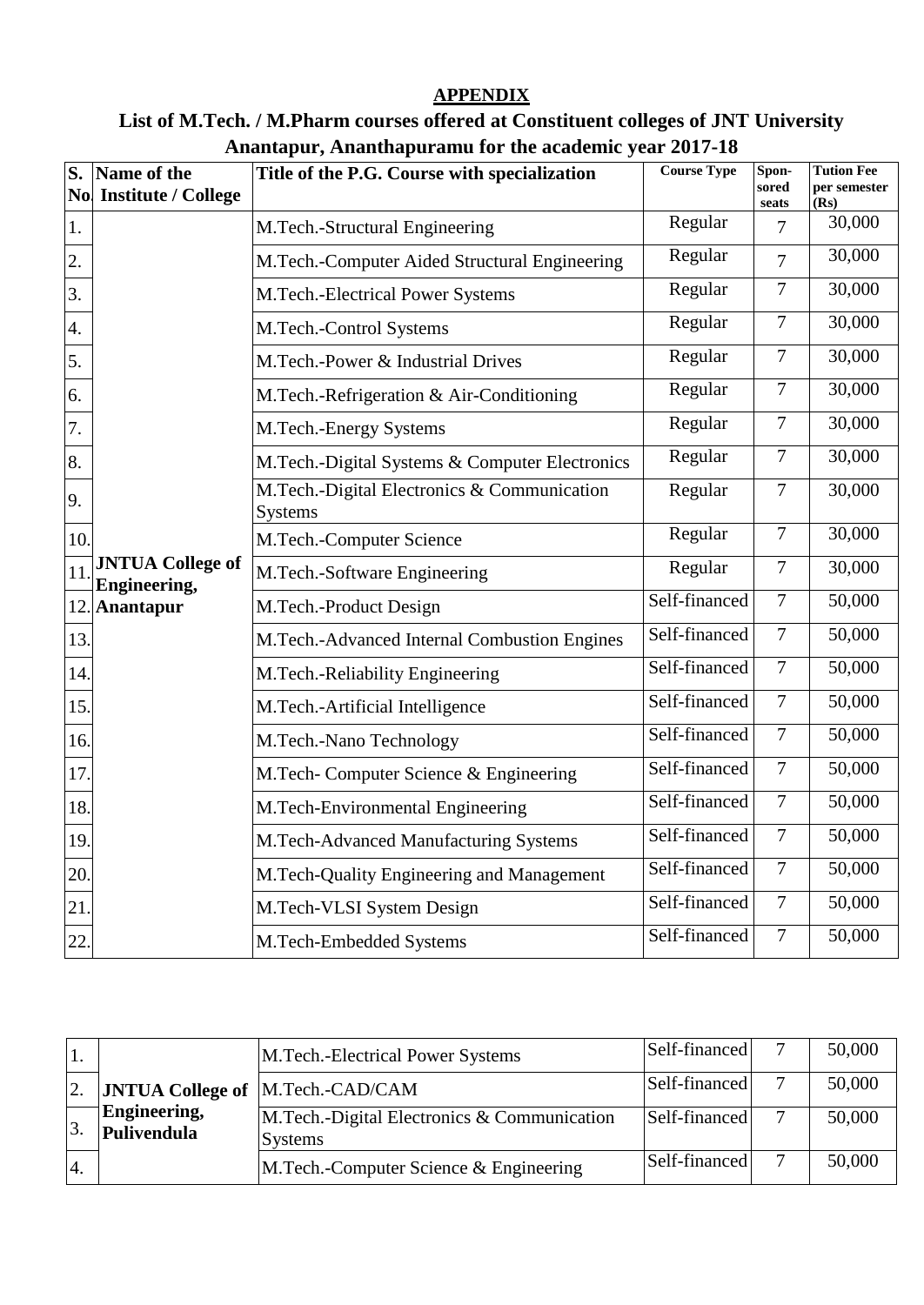## APPENDIX

## List of M.Tech. / M.Pharm courses offered at Constituent colleges of JNT University Anantapur, Ananthapuramu for the academic year 2017-18

| S. No. | Name of the Institute / College | Title of the P.G. Course with specialization | Course Type | Spon-sored seats | Tution Fee per semester (Rs) |
|---|---|---|---|---|---|
| 1. | JNTUA College of Engineering, Anantapur | M.Tech.-Structural Engineering | Regular | 7 | 30,000 |
| 2. | | M.Tech.-Computer Aided Structural Engineering | Regular | 7 | 30,000 |
| 3. | | M.Tech.-Electrical Power Systems | Regular | 7 | 30,000 |
| 4. | | M.Tech.-Control Systems | Regular | 7 | 30,000 |
| 5. | | M.Tech.-Power & Industrial Drives | Regular | 7 | 30,000 |
| 6. | | M.Tech.-Refrigeration & Air-Conditioning | Regular | 7 | 30,000 |
| 7. | | M.Tech.-Energy Systems | Regular | 7 | 30,000 |
| 8. | | M.Tech.-Digital Systems & Computer Electronics | Regular | 7 | 30,000 |
| 9. | | M.Tech.-Digital Electronics & Communication Systems | Regular | 7 | 30,000 |
| 10. | | M.Tech.-Computer Science | Regular | 7 | 30,000 |
| 11. | | M.Tech.-Software Engineering | Regular | 7 | 30,000 |
| 12. | | M.Tech.-Product Design | Self-financed | 7 | 50,000 |
| 13. | | M.Tech.-Advanced Internal Combustion Engines | Self-financed | 7 | 50,000 |
| 14. | | M.Tech.-Reliability Engineering | Self-financed | 7 | 50,000 |
| 15. | | M.Tech.-Artificial Intelligence | Self-financed | 7 | 50,000 |
| 16. | | M.Tech.-Nano Technology | Self-financed | 7 | 50,000 |
| 17. | | M.Tech- Computer Science & Engineering | Self-financed | 7 | 50,000 |
| 18. | | M.Tech-Environmental Engineering | Self-financed | 7 | 50,000 |
| 19. | | M.Tech-Advanced Manufacturing Systems | Self-financed | 7 | 50,000 |
| 20. | | M.Tech-Quality Engineering and Management | Self-financed | 7 | 50,000 |
| 21. | | M.Tech-VLSI System Design | Self-financed | 7 | 50,000 |
| 22. | | M.Tech-Embedded Systems | Self-financed | 7 | 50,000 |

| | | | | | |
|---|---|---|---|---|---|
| 1. | JNTUA College of Engineering, Pulivendula | M.Tech.-Electrical Power Systems | Self-financed | 7 | 50,000 |
| 2. | | M.Tech.-CAD/CAM | Self-financed | 7 | 50,000 |
| 3. | | M.Tech.-Digital Electronics & Communication Systems | Self-financed | 7 | 50,000 |
| 4. | | M.Tech.-Computer Science & Engineering | Self-financed | 7 | 50,000 |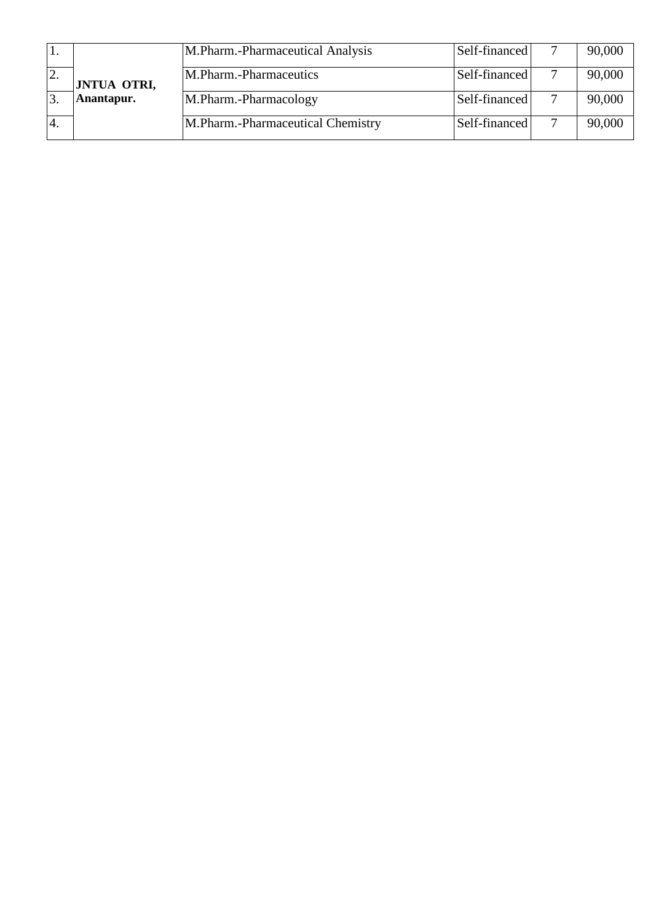| | | | | | |
|---|---|---|---|---|---|
| 1. | **JNTUA OTRI, Anantapur.** | M.Pharm.-Pharmaceutical Analysis | Self-financed | 7 | 90,000 |
| 2. | | M.Pharm.-Pharmaceutics | Self-financed | 7 | 90,000 |
| 3. | | M.Pharm.-Pharmacology | Self-financed | 7 | 90,000 |
| 4. | | M.Pharm.-Pharmaceutical Chemistry | Self-financed | 7 | 90,000 |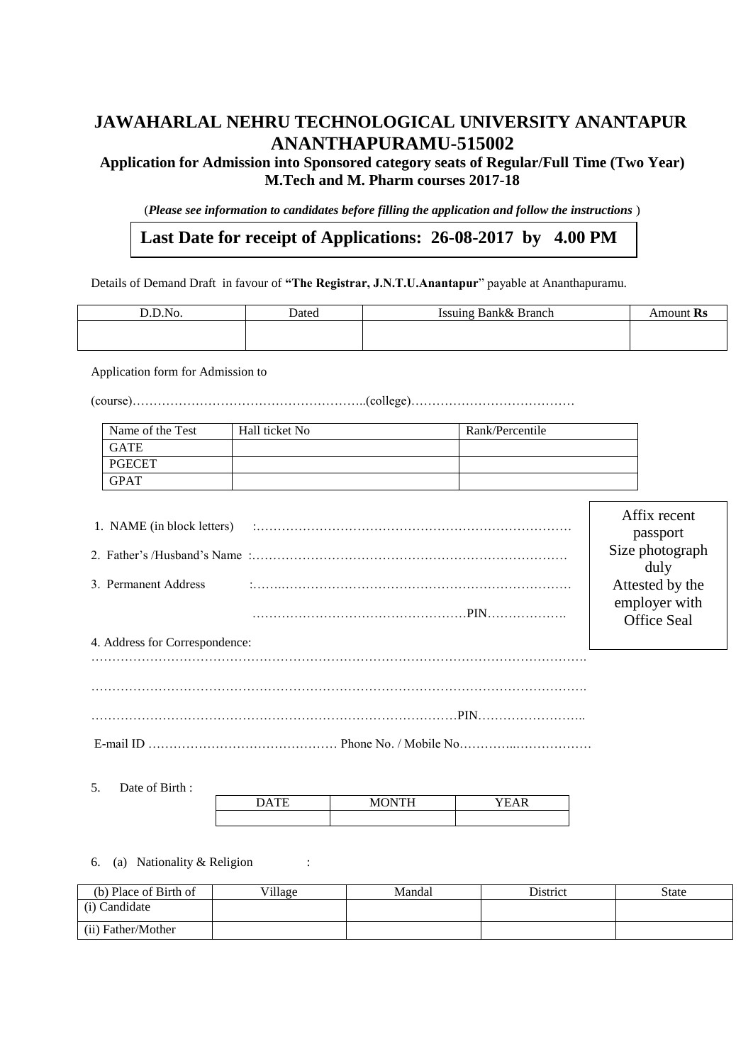# JAWAHARLAL NEHRU TECHNOLOGICAL UNIVERSITY ANANTAPUR ANANTHAPURAMU-515002

### Application for Admission into Sponsored category seats of Regular/Full Time (Two Year) M.Tech and M. Pharm courses 2017-18

(***Please see information to candidates before filling the application and follow the instructions*** )

**Last Date for receipt of Applications: 26-08-2017 by 4.00 PM**

Details of Demand Draft in favour of **"The Registrar, J.N.T.U.Anantapur"** payable at Ananthapuramu.

| D.D.No. | Dated | Issuing Bank& Branch | Amount **Rs** |
|---|---|---|---|
| | | | |

Application form for Admission to

(course)………………………………………………..(college)…………………………………

| Name of the Test | Hall ticket No | Rank/Percentile |
|---|---|---|
| GATE | | |
| PGECET | | |
| GPAT | | |

Affix recent passport Size photograph duly Attested by the employer with Office Seal

1. NAME (in block letters) :…………………………………………………………………

2. Father's /Husband's Name :…………………………………………………………………

3. Permanent Address :………………………………………………………………

…………………………………………PIN……………….

4. Address for Correspondence:

…………………………………………………………………………………………………….

…………………………………………………………………………………………………….

…………………………………………………………………………PIN……………………..

E-mail ID ……………………………………… Phone No. / Mobile No…………..………………

5. Date of Birth :

| DATE | MONTH | YEAR |
|---|---|---|
| | | |

6. (a) Nationality & Religion :

| (b) Place of Birth of | Village | Mandal | District | State |
|---|---|---|---|---|
| (i) Candidate | | | | |
| (ii) Father/Mother | | | | |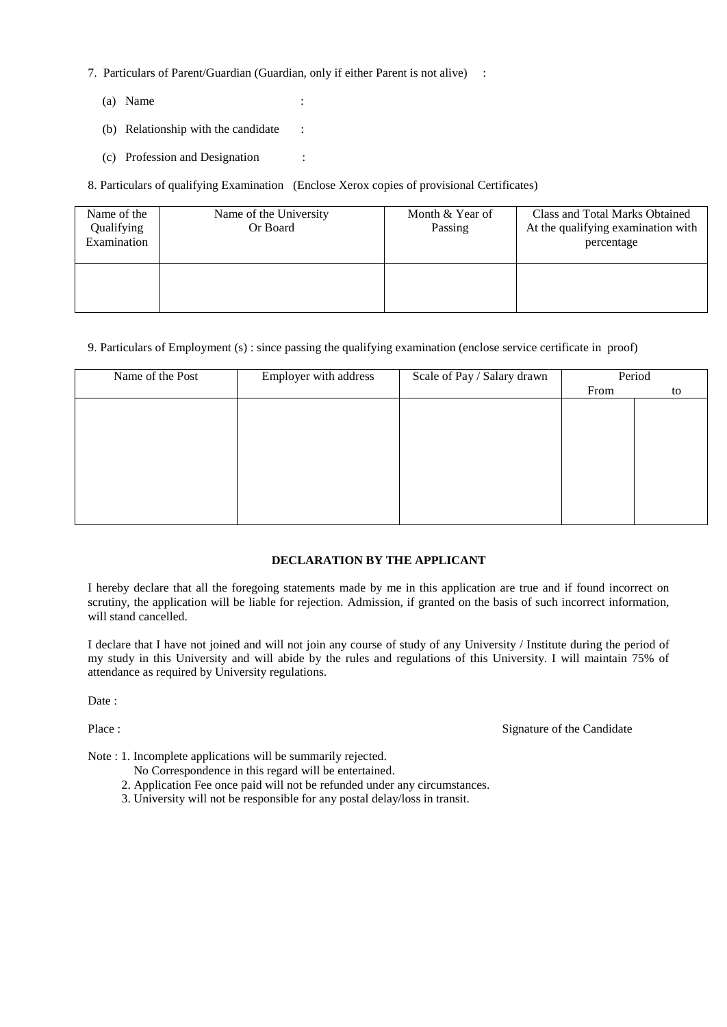7. Particulars of Parent/Guardian (Guardian, only if either Parent is not alive) :

   (a) Name :

   (b) Relationship with the candidate :

   (c) Profession and Designation :

8. Particulars of qualifying Examination (Enclose Xerox copies of provisional Certificates)

| Name of the Qualifying Examination | Name of the University Or Board | Month & Year of Passing | Class and Total Marks Obtained At the qualifying examination with percentage |
|---|---|---|---|
| | | | |

9. Particulars of Employment (s) : since passing the qualifying examination (enclose service certificate in proof)

| Name of the Post | Employer with address | Scale of Pay / Salary drawn | Period | |
|---|---|---|---|---|
| | | | From | to |
| | | | | |

**DECLARATION BY THE APPLICANT**

I hereby declare that all the foregoing statements made by me in this application are true and if found incorrect on scrutiny, the application will be liable for rejection. Admission, if granted on the basis of such incorrect information, will stand cancelled.

I declare that I have not joined and will not join any course of study of any University / Institute during the period of my study in this University and will abide by the rules and regulations of this University. I will maintain 75% of attendance as required by University regulations.

Date :

Place : Signature of the Candidate

Note : 1. Incomplete applications will be summarily rejected.
No Correspondence in this regard will be entertained.
2. Application Fee once paid will not be refunded under any circumstances.
3. University will not be responsible for any postal delay/loss in transit.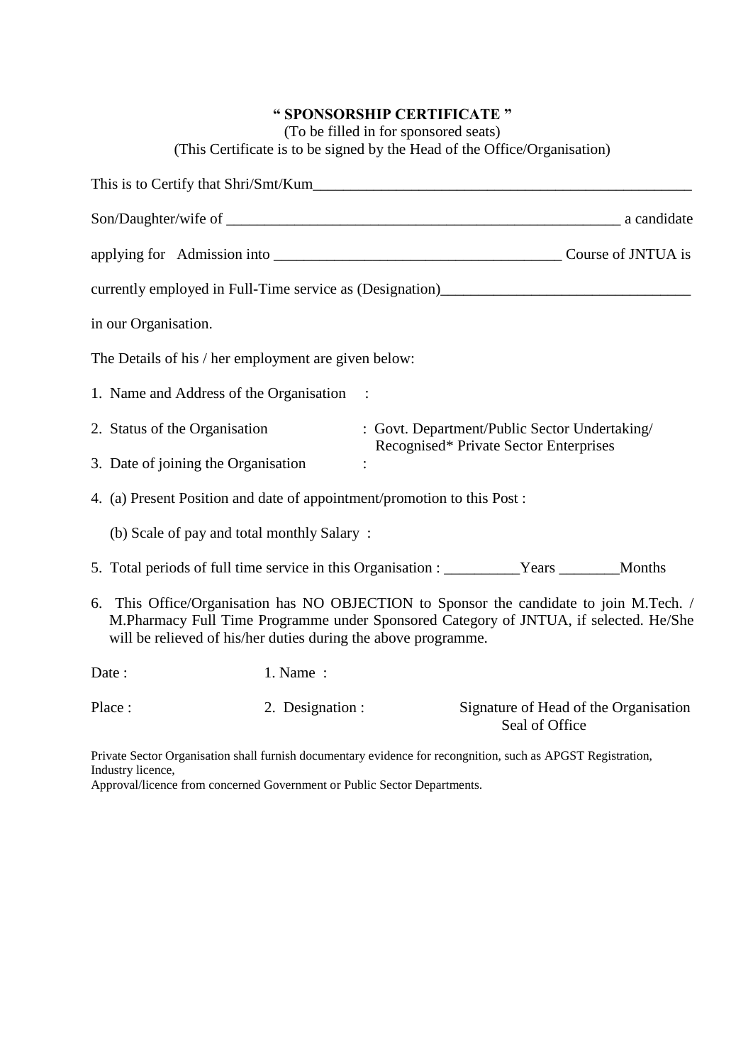## " SPONSORSHIP CERTIFICATE "

(To be filled in for sponsored seats)
(This Certificate is to be signed by the Head of the Office/Organisation)

This is to Certify that Shri/Smt/Kum____________________________________________________

Son/Daughter/wife of ____________________________________________________ a candidate

applying for Admission into ____________________________________ Course of JNTUA is

currently employed in Full-Time service as (Designation)________________________________

in our Organisation.

The Details of his / her employment are given below:

1. Name and Address of the Organisation :
2. Status of the Organisation : Govt. Department/Public Sector Undertaking/ Recognised* Private Sector Enterprises
3. Date of joining the Organisation :
4. (a) Present Position and date of appointment/promotion to this Post :

   (b) Scale of pay and total monthly Salary :
5. Total periods of full time service in this Organisation : __________Years ________Months
6. This Office/Organisation has NO OBJECTION to Sponsor the candidate to join M.Tech. / M.Pharmacy Full Time Programme under Sponsored Category of JNTUA, if selected. He/She will be relieved of his/her duties during the above programme.

Date : 1. Name :

Place : 2. Designation :

Signature of Head of the Organisation
Seal of Office

Private Sector Organisation shall furnish documentary evidence for recongnition, such as APGST Registration, Industry licence,
Approval/licence from concerned Government or Public Sector Departments.